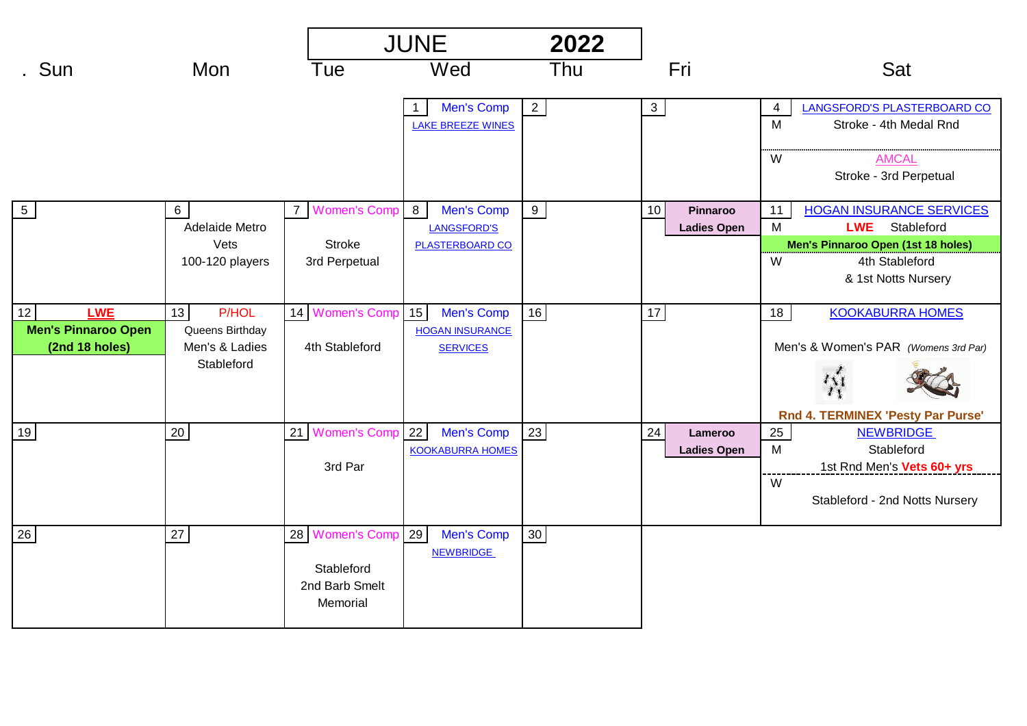# JUNE 2022

| . Sun | Mon | Tue | Wed | Thu | Fri | Sat |
|---|---|---|---|---|---|---|
| | | | 1 Men's Comp<br>LAKE BREEZE WINES | 2 | 3 | 4 LANGSFORD'S PLASTERBOARD CO<br>M Stroke - 4th Medal Rnd<br>W AMCAL<br>Stroke - 3rd Perpetual |
| 5 | 6<br>Adelaide Metro Vets<br>100-120 players | 7 Women's Comp<br>Stroke<br>3rd Perpetual | 8 Men's Comp<br>LANGSFORD'S PLASTERBOARD CO | 9 | 10 **Pinnaroo Ladies Open** | 11 HOGAN INSURANCE SERVICES<br>M **LWE** Stableford<br>**Men's Pinnaroo Open (1st 18 holes)**<br>W 4th Stableford<br>& 1st Notts Nursery |
| 12 **LWE**<br>**Men's Pinnaroo Open (2nd 18 holes)** | 13 P/HOL<br>Queens Birthday<br>Men's & Ladies Stableford | 14 Women's Comp<br>4th Stableford | 15 Men's Comp<br>HOGAN INSURANCE SERVICES | 16 | 17 | 18 KOOKABURRA HOMES<br>Men's & Women's PAR *(Womens 3rd Par)*<br>**Rnd 4. TERMINEX 'Pesty Par Purse'** |
| 19 | 20 | 21 Women's Comp<br>3rd Par | 22 Men's Comp<br>KOOKABURRA HOMES | 23 | 24 **Lameroo Ladies Open** | 25 NEWBRIDGE<br>M Stableford<br>1st Rnd Men's **Vets 60+ yrs**<br>W<br>Stableford - 2nd Notts Nursery |
| 26 | 27 | 28 Women's Comp<br>Stableford<br>2nd Barb Smelt Memorial | 29 Men's Comp<br>NEWBRIDGE | 30 | | |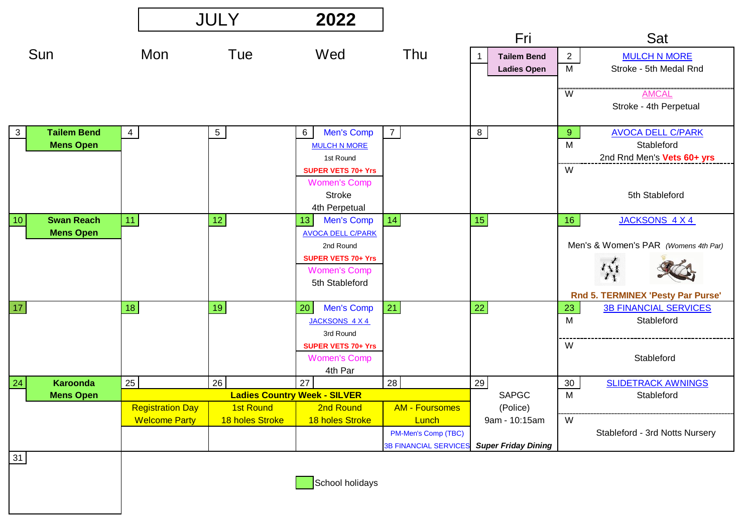# JULY 2022

| Sun | Mon | Tue | Wed | Thu | Fri | Sat |
|---|---|---|---|---|---|---|
| | | | | | 1 **Tailem Bend Ladies Open** | 2 MULCH N MORE<br>M Stroke - 5th Medal Rnd<br>W AMCAL<br>Stroke - 4th Perpetual |
| 3 **Tailem Bend Mens Open** | 4 | 5 | 6 Men's Comp<br>MULCH N MORE<br>1st Round<br>**SUPER VETS 70+ Yrs**<br>Women's Comp<br>Stroke<br>4th Perpetual | 7 | 8 | 9 AVOCA DELL C/PARK<br>M Stableford<br>2nd Rnd Men's **Vets 60+ yrs**<br>W<br>5th Stableford |
| 10 **Swan Reach Mens Open** | 11 | 12 | 13 Men's Comp<br>AVOCA DELL C/PARK<br>2nd Round<br>**SUPER VETS 70+ Yrs**<br>Women's Comp<br>5th Stableford | 14 | 15 | 16 JACKSONS 4 X 4<br>Men's & Women's PAR *(Womens 4th Par)*<br>**Rnd 5. TERMINEX 'Pesty Par Purse'** |
| 17 | 18 | 19 | 20 Men's Comp<br>JACKSONS 4 X 4<br>3rd Round<br>**SUPER VETS 70+ Yrs**<br>Women's Comp<br>4th Par | 21 | 22 | 23 3B FINANCIAL SERVICES<br>M Stableford<br>W<br>Stableford |
| 24 **Karoonda Mens Open** | 25 **Ladies Country Week - SILVER**<br>Registration Day<br>Welcome Party | 26<br>1st Round<br>18 holes Stroke | 27<br>2nd Round<br>18 holes Stroke | 28<br>AM - Foursomes<br>Lunch<br>PM-Men's Comp (TBC)<br>3B FINANCIAL SERVICES | 29 SAPGC<br>(Police)<br>9am - 10:15am<br>***Super Friday Dining*** | 30 SLIDETRACK AWNINGS<br>M Stableford<br>W<br>Stableford - 3rd Notts Nursery |
| 31 | | | | | | |

School holidays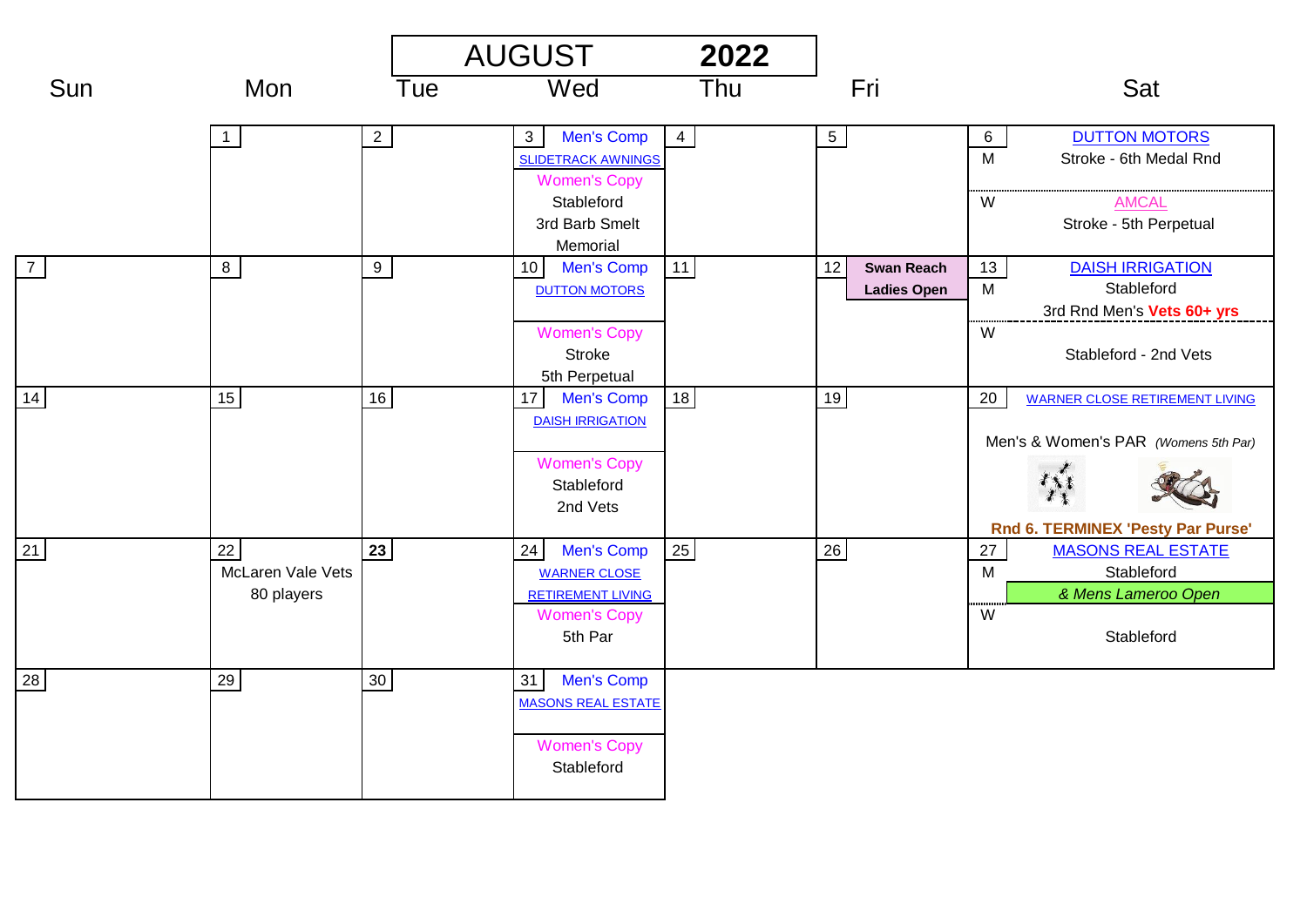# AUGUST 2022

| Sun | Mon | Tue | Wed | Thu | Fri | Sat |
|---|---|---|---|---|---|---|
| | 1 | 2 | 3 Men's Comp<br>SLIDETRACK AWNINGS<br>Women's Copy<br>Stableford<br>3rd Barb Smelt Memorial | 4 | 5 | 6 DUTTON MOTORS<br>M Stroke - 6th Medal Rnd<br>W AMCAL<br>Stroke - 5th Perpetual |
| 7 | 8 | 9 | 10 Men's Comp<br>DUTTON MOTORS<br>Women's Copy<br>Stroke<br>5th Perpetual | 11 | 12 **Swan Reach Ladies Open** | 13 DAISH IRRIGATION<br>M Stableford<br>3rd Rnd Men's **Vets 60+ yrs**<br>W Stableford - 2nd Vets |
| 14 | 15 | 16 | 17 Men's Comp<br>DAISH IRRIGATION<br>Women's Copy<br>Stableford<br>2nd Vets | 18 | 19 | 20 WARNER CLOSE RETIREMENT LIVING<br>Men's & Women's PAR *(Womens 5th Par)*<br>**Rnd 6. TERMINEX 'Pesty Par Purse'** |
| 21 | 22 McLaren Vale Vets<br>80 players | **23** | 24 Men's Comp<br>WARNER CLOSE RETIREMENT LIVING<br>Women's Copy<br>5th Par | 25 | 26 | 27 MASONS REAL ESTATE<br>M Stableford<br>*& Mens Lameroo Open*<br>W Stableford |
| 28 | 29 | 30 | 31 Men's Comp<br>MASONS REAL ESTATE<br>Women's Copy<br>Stableford | | | |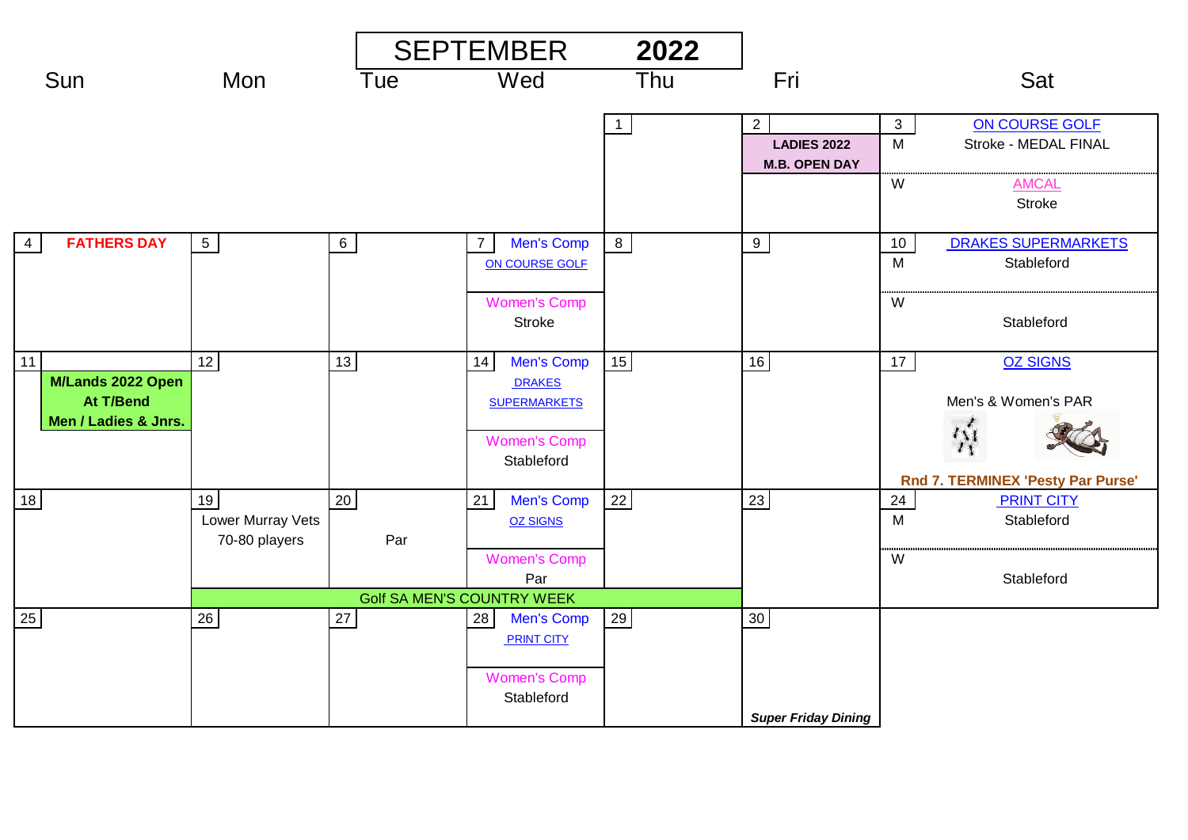# SEPTEMBER 2022

| Sun | Mon | Tue | Wed | Thu | Fri | Sat |
|---|---|---|---|---|---|---|
| | | | | 1 | 2<br>**LADIES 2022 M.B. OPEN DAY** | 3 ON COURSE GOLF<br>M Stroke - MEDAL FINAL<br>W AMCAL<br>Stroke |
| 4 **FATHERS DAY** | 5 | 6 | 7 Men's Comp<br>ON COURSE GOLF<br>Women's Comp<br>Stroke | 8 | 9 | 10 DRAKES SUPERMARKETS<br>M Stableford<br>W<br>Stableford |
| 11<br>**M/Lands 2022 Open At T/Bend Men / Ladies & Jnrs.** | 12 | 13 | 14 Men's Comp<br>DRAKES SUPERMARKETS<br>Women's Comp<br>Stableford | 15 | 16 | 17 OZ SIGNS<br>Men's & Women's PAR<br>**Rnd 7. TERMINEX 'Pesty Par Purse'** |
| 18 | 19<br>Lower Murray Vets<br>70-80 players | 20<br>Par | 21 Men's Comp<br>OZ SIGNS<br>Women's Comp<br>Par | 22 | 23 | 24 PRINT CITY<br>M Stableford<br>W<br>Stableford |
| | Golf SA MEN'S COUNTRY WEEK | Golf SA MEN'S COUNTRY WEEK | Golf SA MEN'S COUNTRY WEEK | Golf SA MEN'S COUNTRY WEEK | | |
| 25 | 26 | 27 | 28 Men's Comp<br>PRINT CITY<br>Women's Comp<br>Stableford | 29 | 30<br>***Super Friday Dining*** | |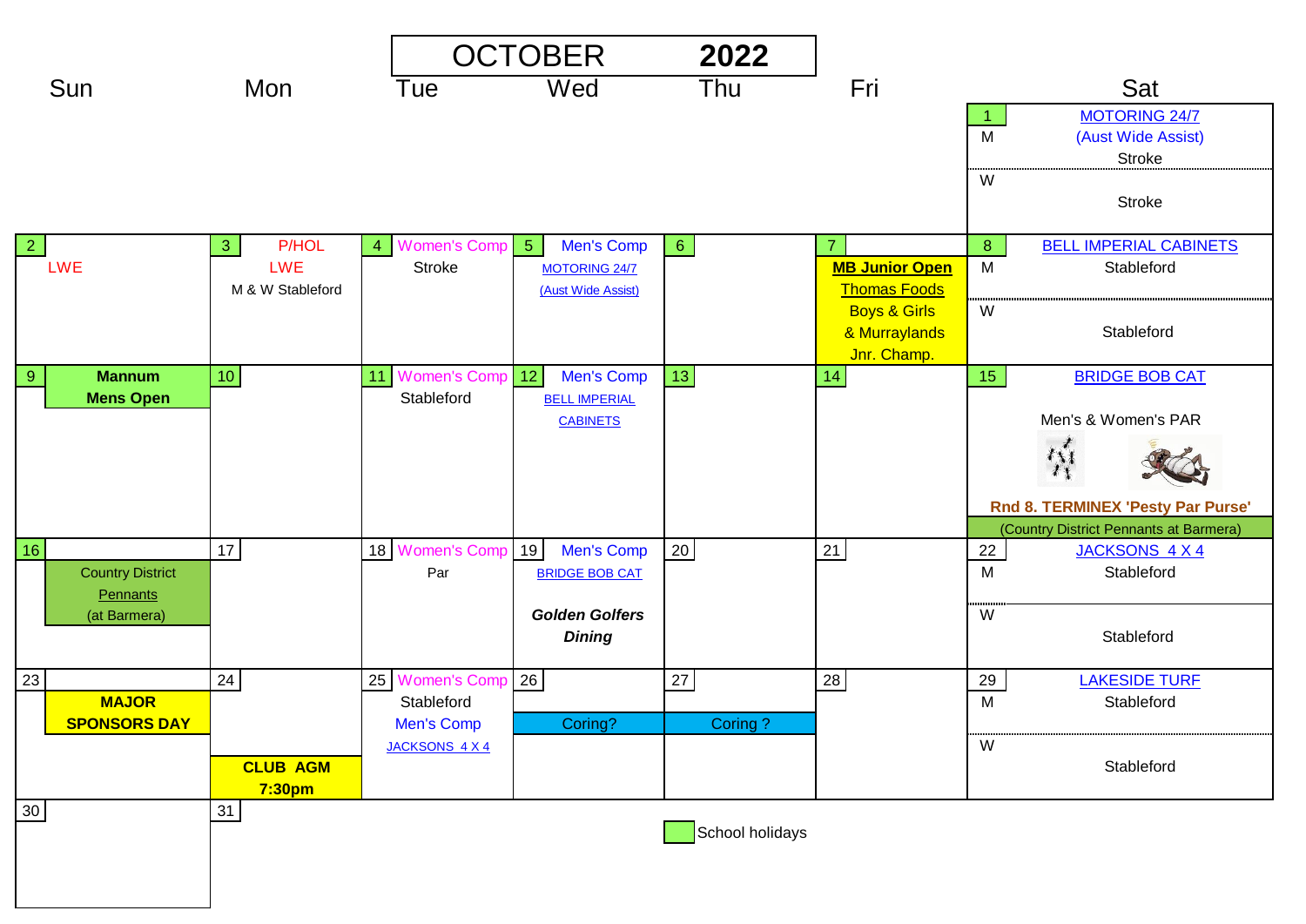# OCTOBER 2022

| Sun | Mon | Tue | Wed | Thu | Fri | Sat |
|---|---|---|---|---|---|---|
| | | | | | | 1 MOTORING 24/7 (Aust Wide Assist)<br>M Stroke<br>W Stroke |
| 2 LWE | 3 P/HOL<br>LWE<br>M & W Stableford | 4 Women's Comp<br>Stroke | 5 Men's Comp<br>MOTORING 24/7 (Aust Wide Assist) | 6 | 7 **MB Junior Open**<br>Thomas Foods<br>Boys & Girls & Murraylands Jnr. Champ. | 8 BELL IMPERIAL CABINETS<br>M Stableford<br>W Stableford |
| 9 **Mannum Mens Open** | 10 | 11 Women's Comp<br>Stableford | 12 Men's Comp<br>BELL IMPERIAL CABINETS | 13 | 14 | 15 BRIDGE BOB CAT<br>Men's & Women's PAR<br>**Rnd 8. TERMINEX 'Pesty Par Purse'**<br>(Country District Pennants at Barmera) |
| 16 Country District Pennants (at Barmera) | 17 | 18 Women's Comp<br>Par | 19 Men's Comp<br>BRIDGE BOB CAT<br>***Golden Golfers Dining*** | 20 | 21 | 22 JACKSONS 4 X 4<br>M Stableford<br>W Stableford |
| 23 **MAJOR SPONSORS DAY** | 24 **CLUB AGM 7:30pm** | 25 Women's Comp<br>Stableford<br>Men's Comp<br>JACKSONS 4 X 4 | 26 Coring? | 27 Coring ? | 28 | 29 LAKESIDE TURF<br>M Stableford<br>W Stableford |
| 30 | 31 | | | | | |

School holidays (green highlighted dates: 1–16)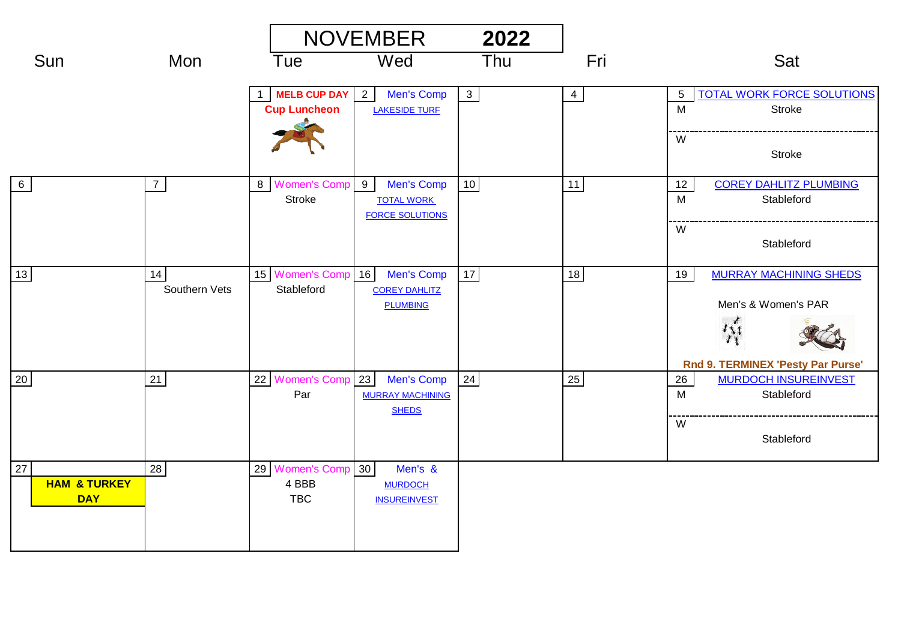# NOVEMBER 2022

| Sun | Mon | Tue | Wed | Thu | Fri | Sat |
|---|---|---|---|---|---|---|
| | | 1 **MELB CUP DAY** **Cup Luncheon** | 2 Men's Comp LAKESIDE TURF | 3 | 4 | 5 TOTAL WORK FORCE SOLUTIONS M Stroke W Stroke |
| 6 | 7 | 8 Women's Comp Stroke | 9 Men's Comp TOTAL WORK FORCE SOLUTIONS | 10 | 11 | 12 COREY DAHLITZ PLUMBING M Stableford W Stableford |
| 13 | 14 Southern Vets | 15 Women's Comp Stableford | 16 Men's Comp COREY DAHLITZ PLUMBING | 17 | 18 | 19 MURRAY MACHINING SHEDS Men's & Women's PAR **Rnd 9. TERMINEX 'Pesty Par Purse'** |
| 20 | 21 | 22 Women's Comp Par | 23 Men's Comp MURRAY MACHINING SHEDS | 24 | 25 | 26 MURDOCH INSUREINVEST M Stableford W Stableford |
| 27 **HAM & TURKEY DAY** | 28 | 29 Women's Comp 4 BBB TBC | 30 Men's & MURDOCH INSUREINVEST | | | |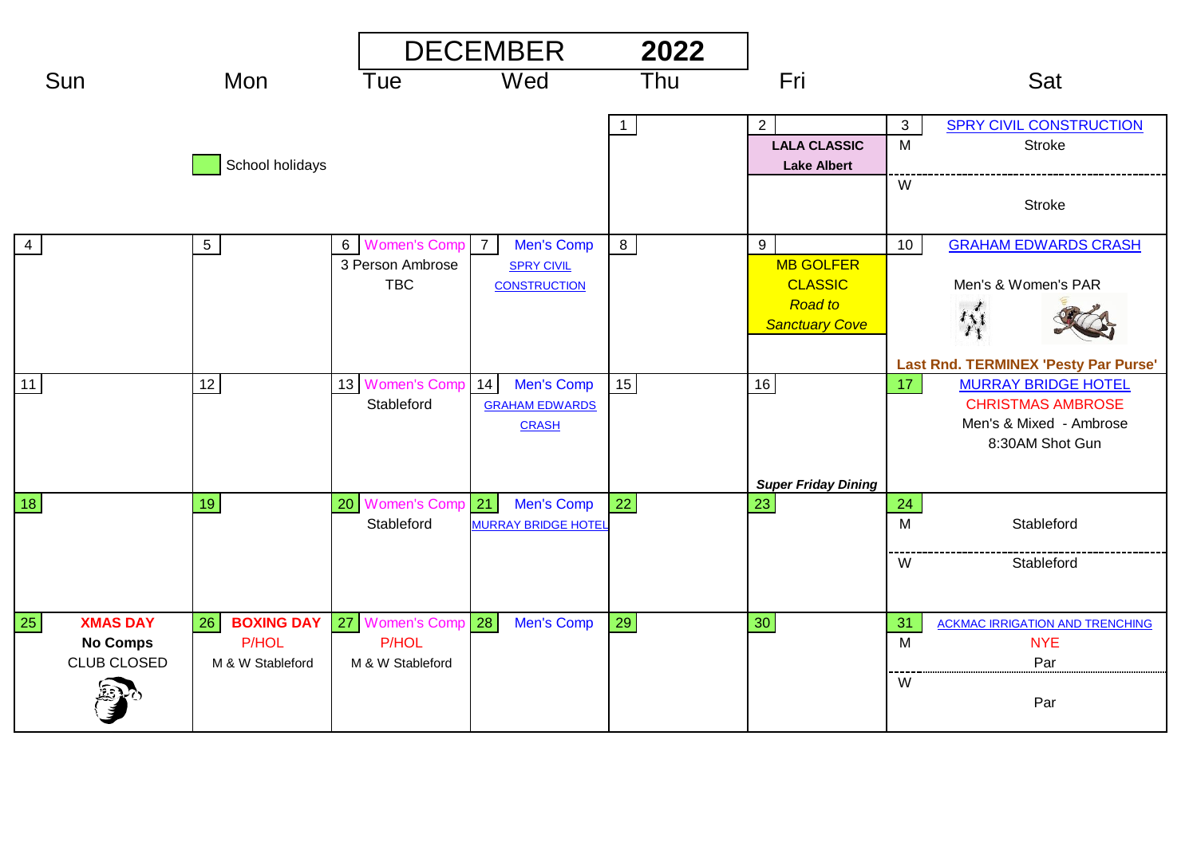# DECEMBER 2022

School holidays

| Sun | Mon | Tue | Wed | Thu | Fri | Sat |
|---|---|---|---|---|---|---|
| | | | | 1 | 2 **LALA CLASSIC** **Lake Albert** | 3 SPRY CIVIL CONSTRUCTION M Stroke W Stroke |
| 4 | 5 | 6 Women's Comp 3 Person Ambrose TBC | 7 Men's Comp SPRY CIVIL CONSTRUCTION | 8 | 9 MB GOLFER CLASSIC *Road to Sanctuary Cove* | 10 GRAHAM EDWARDS CRASH Men's & Women's PAR **Last Rnd. TERMINEX 'Pesty Par Purse'** |
| 11 | 12 | 13 Women's Comp Stableford | 14 Men's Comp GRAHAM EDWARDS CRASH | 15 | 16 ***Super Friday Dining*** | 17 MURRAY BRIDGE HOTEL CHRISTMAS AMBROSE Men's & Mixed - Ambrose 8:30AM Shot Gun |
| 18 | 19 | 20 Women's Comp Stableford | 21 Men's Comp MURRAY BRIDGE HOTEL | 22 | 23 | 24 M Stableford W Stableford |
| 25 **XMAS DAY** **No Comps** CLUB CLOSED | 26 **BOXING DAY** P/HOL M & W Stableford | 27 Women's Comp P/HOL M & W Stableford | 28 Men's Comp | 29 | 30 | 31 ACKMAC IRRIGATION AND TRENCHING M NYE Par W Par |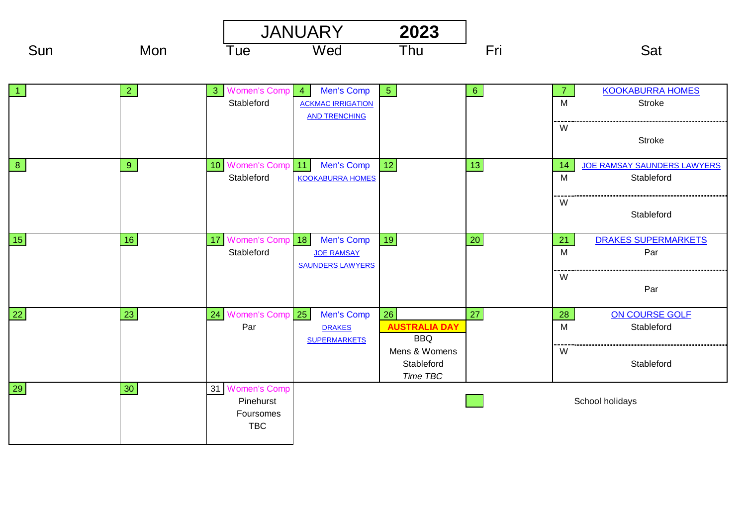# JANUARY 2023

| Sun | Mon | Tue | Wed | Thu | Fri | Sat |
|---|---|---|---|---|---|---|
| 1 | 2 | 3 Women's Comp<br>Stableford | 4 Men's Comp<br>ACKMAC IRRIGATION AND TRENCHING | 5 | 6 | 7 KOOKABURRA HOMES<br>M Stroke<br>W Stroke |
| 8 | 9 | 10 Women's Comp<br>Stableford | 11 Men's Comp<br>KOOKABURRA HOMES | 12 | 13 | 14 JOE RAMSAY SAUNDERS LAWYERS<br>M Stableford<br>W Stableford |
| 15 | 16 | 17 Women's Comp<br>Stableford | 18 Men's Comp<br>JOE RAMSAY SAUNDERS LAWYERS | 19 | 20 | 21 DRAKES SUPERMARKETS<br>M Par<br>W Par |
| 22 | 23 | 24 Women's Comp<br>Par | 25 Men's Comp<br>DRAKES SUPERMARKETS | 26<br>**AUSTRALIA DAY**<br>BBQ<br>Mens & Womens<br>Stableford<br>*Time TBC* | 27 | 28 ON COURSE GOLF<br>M Stableford<br>W Stableford |
| 29 | 30 | 31 Women's Comp<br>Pinehurst<br>Foursomes<br>TBC | | | | |

(Green shading) School holidays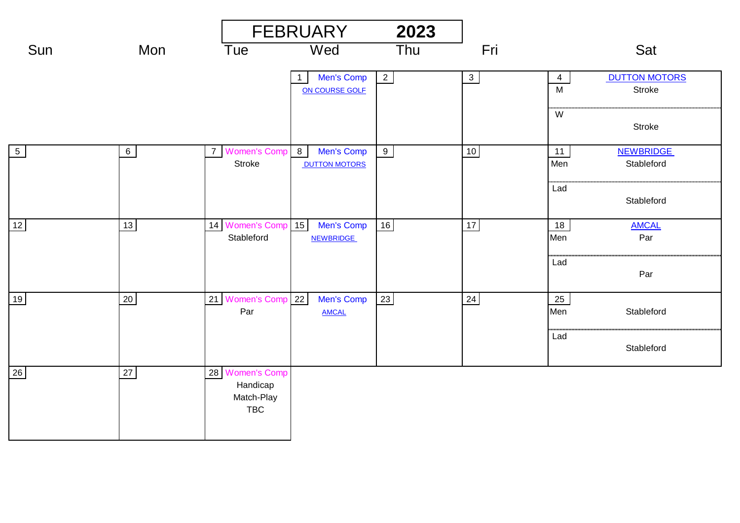# FEBRUARY 2023

| Sun | Mon | Tue | Wed | Thu | Fri | Sat |
|---|---|---|---|---|---|---|
| | | | 1 Men's Comp ON COURSE GOLF | 2 | 3 | 4 DUTTON MOTORS M Stroke W Stroke |
| 5 | 6 | 7 Women's Comp Stroke | 8 Men's Comp DUTTON MOTORS | 9 | 10 | 11 NEWBRIDGE Men Stableford Lad Stableford |
| 12 | 13 | 14 Women's Comp Stableford | 15 Men's Comp NEWBRIDGE | 16 | 17 | 18 AMCAL Men Par Lad Par |
| 19 | 20 | 21 Women's Comp Par | 22 Men's Comp AMCAL | 23 | 24 | 25 Men Stableford Lad Stableford |
| 26 | 27 | 28 Women's Comp Handicap Match-Play TBC | | | | |